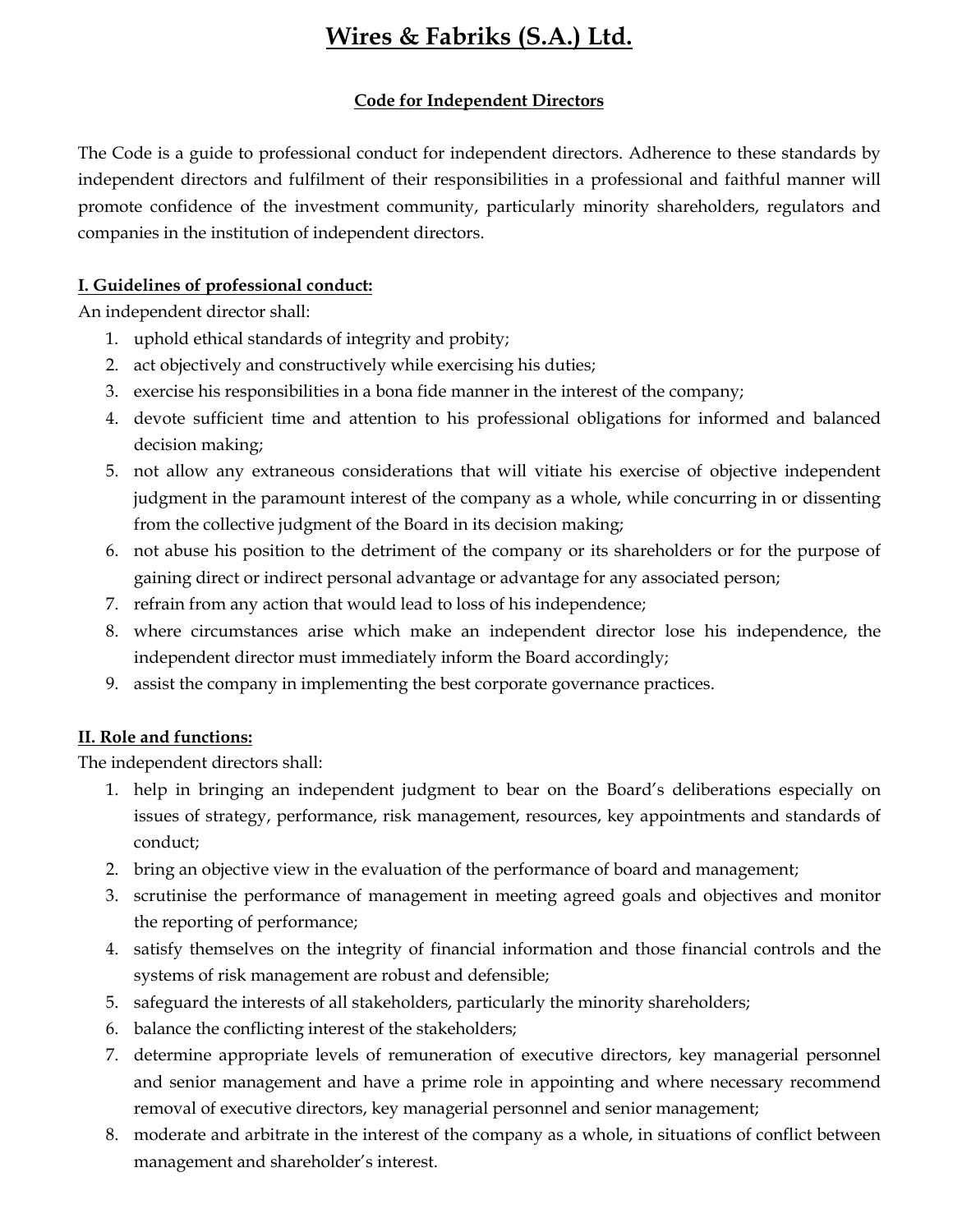# Wires & Fabriks (S.A.) Ltd.

## Code for Independent Directors

The Code is a guide to professional conduct for independent directors. Adherence to these standards by independent directors and fulfilment of their responsibilities in a professional and faithful manner will promote confidence of the investment community, particularly minority shareholders, regulators and companies in the institution of independent directors.

### I. Guidelines of professional conduct:

An independent director shall:

1. uphold ethical standards of integrity and probity;
2. act objectively and constructively while exercising his duties;
3. exercise his responsibilities in a bona fide manner in the interest of the company;
4. devote sufficient time and attention to his professional obligations for informed and balanced decision making;
5. not allow any extraneous considerations that will vitiate his exercise of objective independent judgment in the paramount interest of the company as a whole, while concurring in or dissenting from the collective judgment of the Board in its decision making;
6. not abuse his position to the detriment of the company or its shareholders or for the purpose of gaining direct or indirect personal advantage or advantage for any associated person;
7. refrain from any action that would lead to loss of his independence;
8. where circumstances arise which make an independent director lose his independence, the independent director must immediately inform the Board accordingly;
9. assist the company in implementing the best corporate governance practices.

### II. Role and functions:

The independent directors shall:

1. help in bringing an independent judgment to bear on the Board's deliberations especially on issues of strategy, performance, risk management, resources, key appointments and standards of conduct;
2. bring an objective view in the evaluation of the performance of board and management;
3. scrutinise the performance of management in meeting agreed goals and objectives and monitor the reporting of performance;
4. satisfy themselves on the integrity of financial information and those financial controls and the systems of risk management are robust and defensible;
5. safeguard the interests of all stakeholders, particularly the minority shareholders;
6. balance the conflicting interest of the stakeholders;
7. determine appropriate levels of remuneration of executive directors, key managerial personnel and senior management and have a prime role in appointing and where necessary recommend removal of executive directors, key managerial personnel and senior management;
8. moderate and arbitrate in the interest of the company as a whole, in situations of conflict between management and shareholder's interest.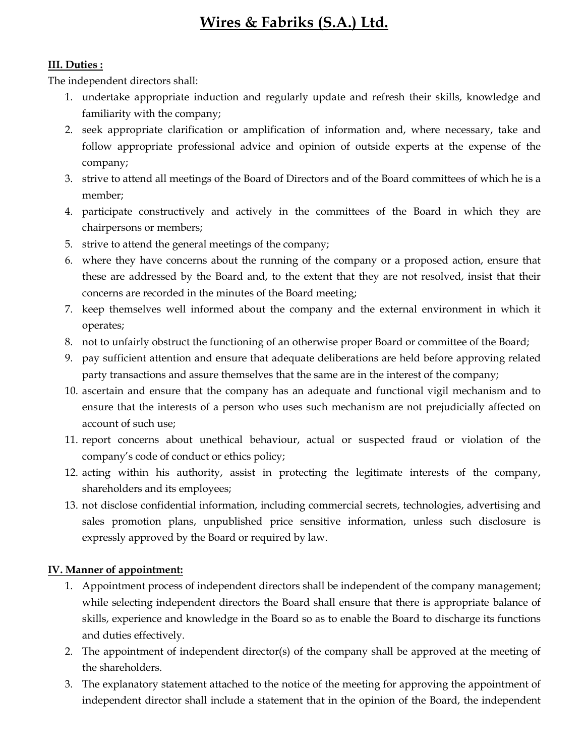**III. Duties :**

The independent directors shall:

1. undertake appropriate induction and regularly update and refresh their skills, knowledge and familiarity with the company;
2. seek appropriate clarification or amplification of information and, where necessary, take and follow appropriate professional advice and opinion of outside experts at the expense of the company;
3. strive to attend all meetings of the Board of Directors and of the Board committees of which he is a member;
4. participate constructively and actively in the committees of the Board in which they are chairpersons or members;
5. strive to attend the general meetings of the company;
6. where they have concerns about the running of the company or a proposed action, ensure that these are addressed by the Board and, to the extent that they are not resolved, insist that their concerns are recorded in the minutes of the Board meeting;
7. keep themselves well informed about the company and the external environment in which it operates;
8. not to unfairly obstruct the functioning of an otherwise proper Board or committee of the Board;
9. pay sufficient attention and ensure that adequate deliberations are held before approving related party transactions and assure themselves that the same are in the interest of the company;
10. ascertain and ensure that the company has an adequate and functional vigil mechanism and to ensure that the interests of a person who uses such mechanism are not prejudicially affected on account of such use;
11. report concerns about unethical behaviour, actual or suspected fraud or violation of the company's code of conduct or ethics policy;
12. acting within his authority, assist in protecting the legitimate interests of the company, shareholders and its employees;
13. not disclose confidential information, including commercial secrets, technologies, advertising and sales promotion plans, unpublished price sensitive information, unless such disclosure is expressly approved by the Board or required by law.

**IV. Manner of appointment:**

1. Appointment process of independent directors shall be independent of the company management; while selecting independent directors the Board shall ensure that there is appropriate balance of skills, experience and knowledge in the Board so as to enable the Board to discharge its functions and duties effectively.
2. The appointment of independent director(s) of the company shall be approved at the meeting of the shareholders.
3. The explanatory statement attached to the notice of the meeting for approving the appointment of independent director shall include a statement that in the opinion of the Board, the independent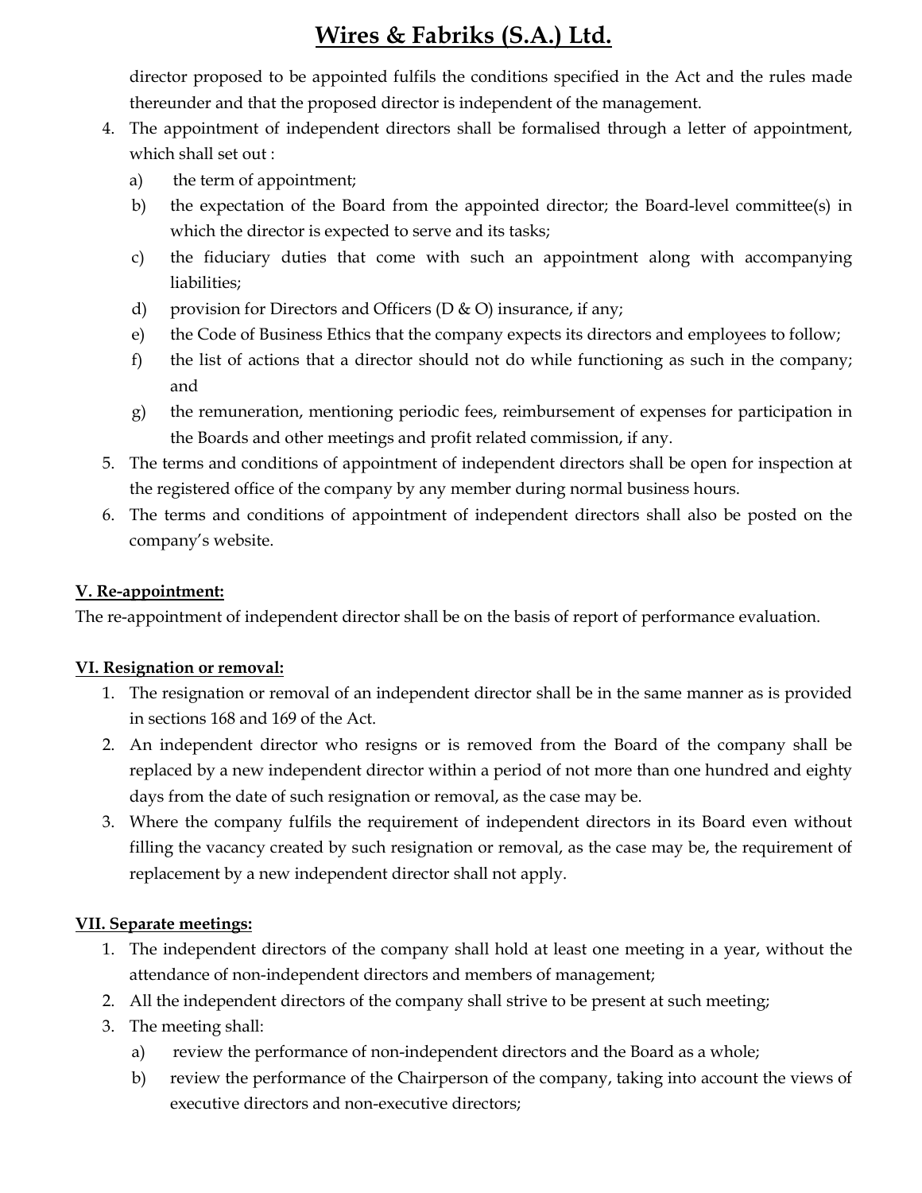director proposed to be appointed fulfils the conditions specified in the Act and the rules made thereunder and that the proposed director is independent of the management.

4. The appointment of independent directors shall be formalised through a letter of appointment, which shall set out :
   a) the term of appointment;
   b) the expectation of the Board from the appointed director; the Board-level committee(s) in which the director is expected to serve and its tasks;
   c) the fiduciary duties that come with such an appointment along with accompanying liabilities;
   d) provision for Directors and Officers (D & O) insurance, if any;
   e) the Code of Business Ethics that the company expects its directors and employees to follow;
   f) the list of actions that a director should not do while functioning as such in the company; and
   g) the remuneration, mentioning periodic fees, reimbursement of expenses for participation in the Boards and other meetings and profit related commission, if any.
5. The terms and conditions of appointment of independent directors shall be open for inspection at the registered office of the company by any member during normal business hours.
6. The terms and conditions of appointment of independent directors shall also be posted on the company's website.

**V. Re-appointment:**

The re-appointment of independent director shall be on the basis of report of performance evaluation.

**VI. Resignation or removal:**

1. The resignation or removal of an independent director shall be in the same manner as is provided in sections 168 and 169 of the Act.
2. An independent director who resigns or is removed from the Board of the company shall be replaced by a new independent director within a period of not more than one hundred and eighty days from the date of such resignation or removal, as the case may be.
3. Where the company fulfils the requirement of independent directors in its Board even without filling the vacancy created by such resignation or removal, as the case may be, the requirement of replacement by a new independent director shall not apply.

**VII. Separate meetings:**

1. The independent directors of the company shall hold at least one meeting in a year, without the attendance of non-independent directors and members of management;
2. All the independent directors of the company shall strive to be present at such meeting;
3. The meeting shall:
   a) review the performance of non-independent directors and the Board as a whole;
   b) review the performance of the Chairperson of the company, taking into account the views of executive directors and non-executive directors;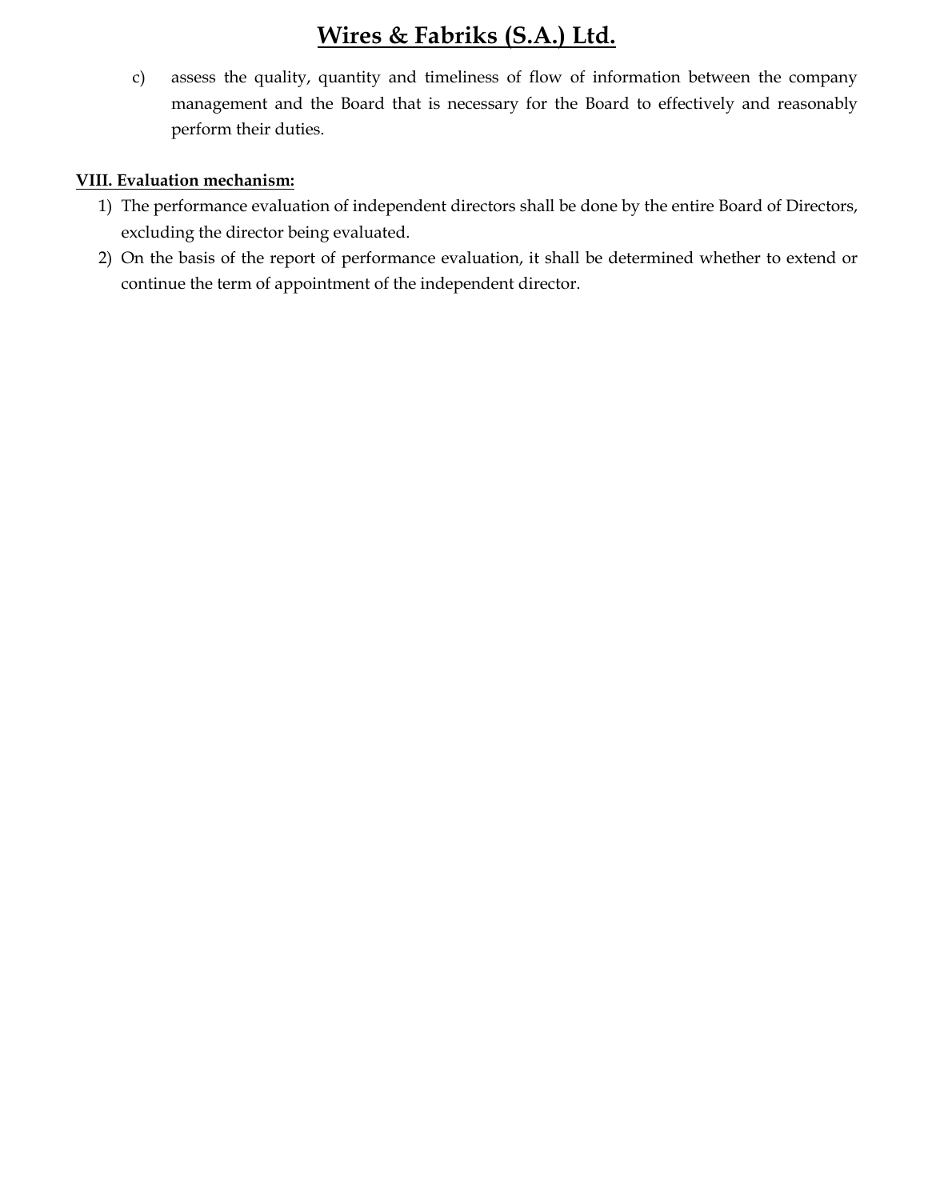c) assess the quality, quantity and timeliness of flow of information between the company management and the Board that is necessary for the Board to effectively and reasonably perform their duties.

**VIII. Evaluation mechanism:**

1) The performance evaluation of independent directors shall be done by the entire Board of Directors, excluding the director being evaluated.
2) On the basis of the report of performance evaluation, it shall be determined whether to extend or continue the term of appointment of the independent director.